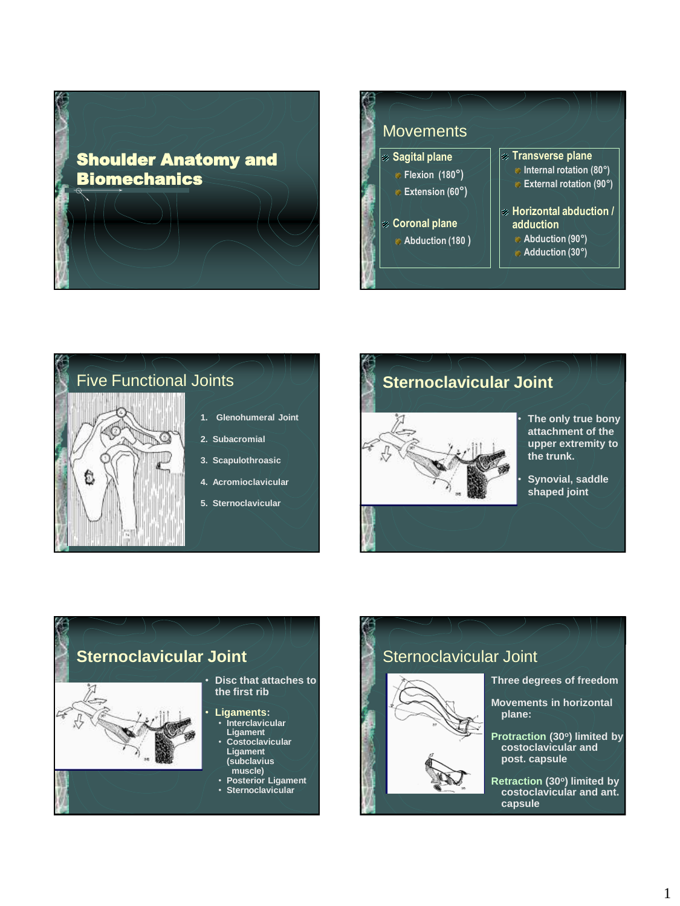# Shoulder Anatomy and Biomechanics

## Movements

- **Sagital plane**
  - Flexion (180°)
  - Extension (60°)
- **Coronal plane**
  - Abduction (180 )
- **Transverse plane**
  - Internal rotation (80°)
  - External rotation (90°)
- **Horizontal abduction / adduction**
  - Abduction (90°)
  - Adduction (30°)

## Five Functional Joints

1. Glenohumeral Joint
2. Subacromial
3. Scapulothroasic
4. Acromioclavicular
5. Sternoclavicular

## Sternoclavicular Joint

- The only true bony attachment of the upper extremity to the trunk.
- Synovial, saddle shaped joint

## Sternoclavicular Joint

- Disc that attaches to the first rib
- **Ligaments:**
  - Interclavicular Ligament
  - Costoclavicular Ligament (subclavius muscle)
  - Posterior Ligament
  - Sternoclavicular

## Sternoclavicular Joint

Three degrees of freedom

Movements in horizontal plane:

**Protraction** (30°) limited by costoclavicular and post. capsule

**Retraction** (30°) limited by costoclavicular and ant. capsule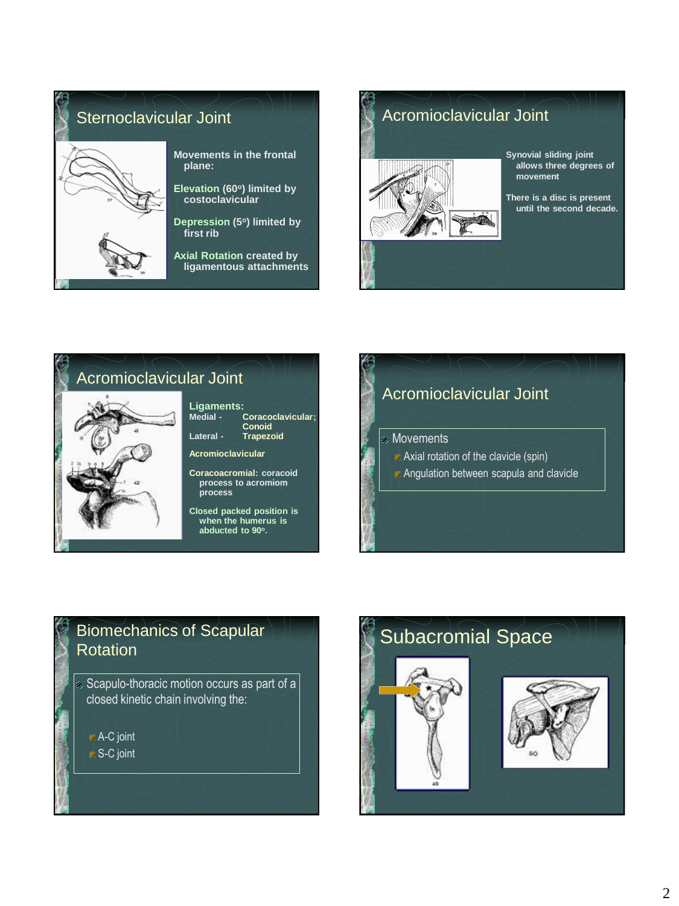## Sternoclavicular Joint

Movements in the frontal plane:

Elevation (60°) limited by costoclavicular

Depression (5°) limited by first rib

Axial Rotation created by ligamentous attachments

## Acromioclavicular Joint

Synovial sliding joint allows three degrees of movement

There is a disc is present until the second decade.

## Acromioclavicular Joint

Ligaments:

Medial - Coracoclavicular; Conoid

Lateral - Trapezoid

Acromioclavicular

Coracoacromial: coracoid process to acromiom process

Closed packed position is when the humerus is abducted to 90°.

## Acromioclavicular Joint

- Movements
  - Axial rotation of the clavicle (spin)
  - Angulation between scapula and clavicle

## Biomechanics of Scapular Rotation

- Scapulo-thoracic motion occurs as part of a closed kinetic chain involving the:
  - A-C joint
  - S-C joint

## Subacromial Space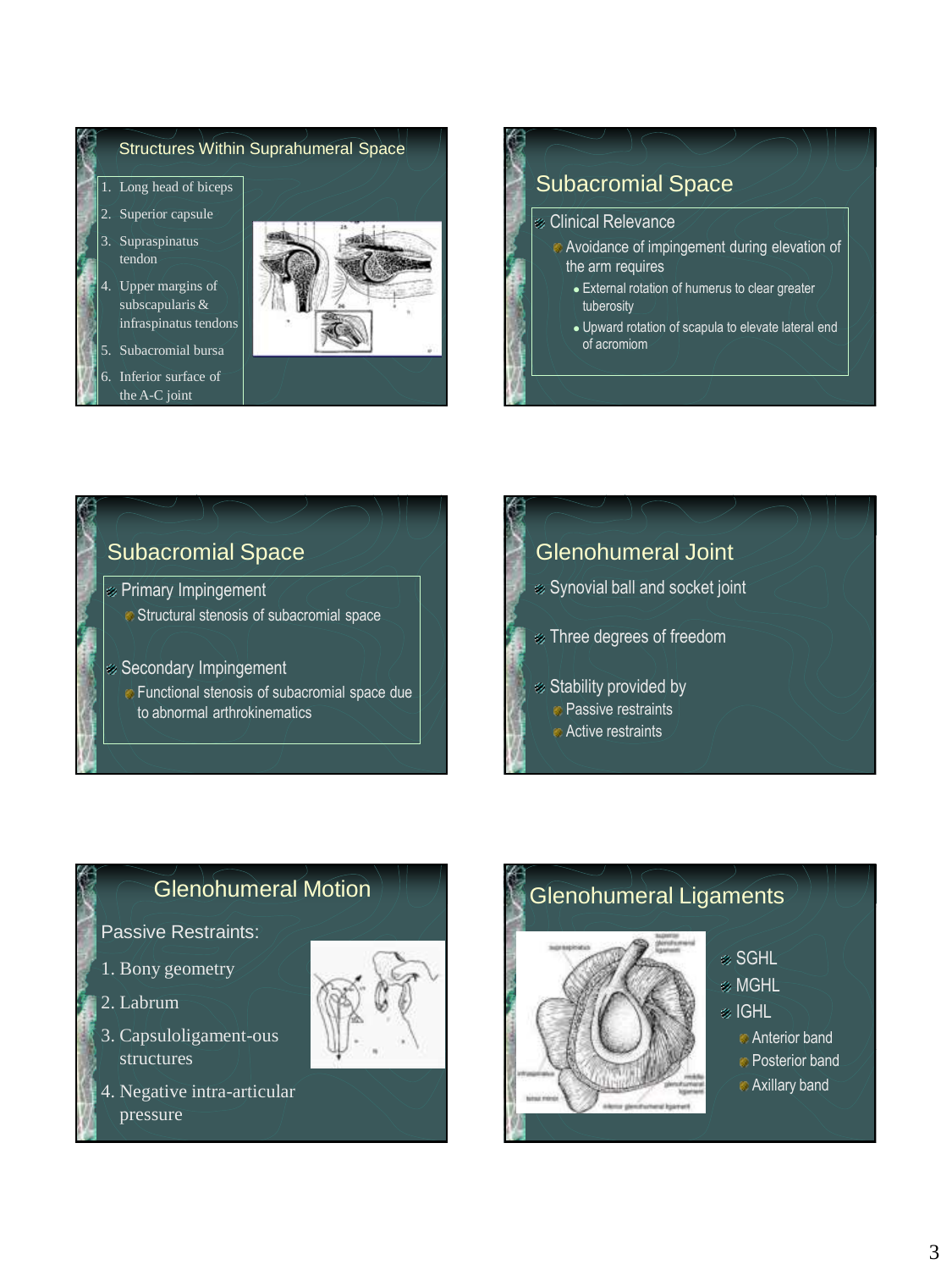## Structures Within Suprahumeral Space

1. Long head of biceps
2. Superior capsule
3. Supraspinatus tendon
4. Upper margins of subscapularis & infraspinatus tendons
5. Subacromial bursa
6. Inferior surface of the A-C joint

## Subacromial Space

- Clinical Relevance
  - Avoidance of impingement during elevation of the arm requires
    - External rotation of humerus to clear greater tuberosity
    - Upward rotation of scapula to elevate lateral end of acromiom

## Subacromial Space

- Primary Impingement
  - Structural stenosis of subacromial space
- Secondary Impingement
  - Functional stenosis of subacromial space due to abnormal arthrokinematics

## Glenohumeral Joint

- Synovial ball and socket joint
- Three degrees of freedom
- Stability provided by
  - Passive restraints
  - Active restraints

## Glenohumeral Motion

Passive Restraints:

1. Bony geometry
2. Labrum
3. Capsuloligament-ous structures
4. Negative intra-articular pressure

## Glenohumeral Ligaments

- SGHL
- MGHL
- IGHL
  - Anterior band
  - Posterior band
  - Axillary band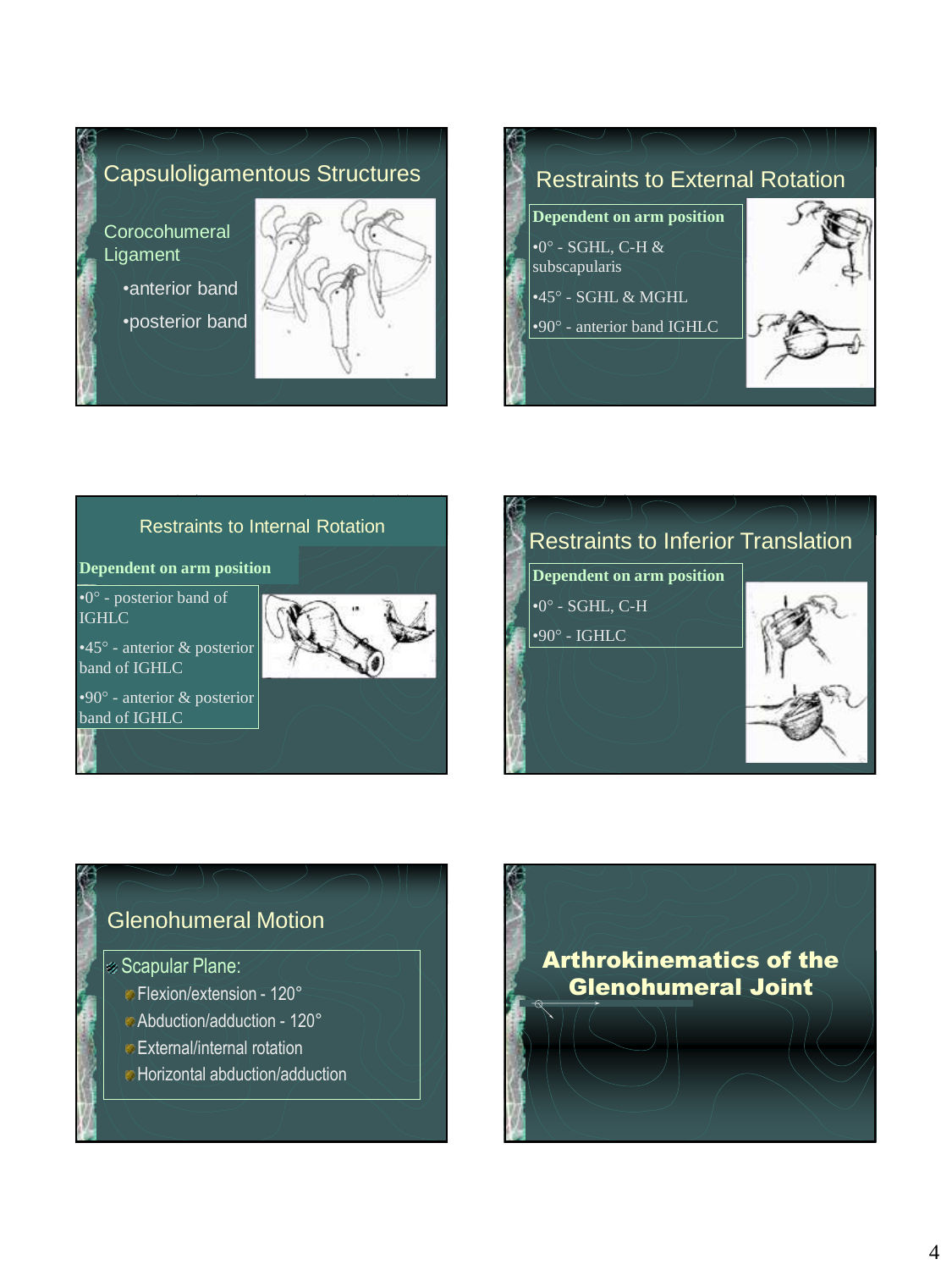## Capsuloligamentous Structures

Corocohumeral Ligament

- anterior band
- posterior band

## Restraints to External Rotation

**Dependent on arm position**

- 0° - SGHL, C-H & subscapularis
- 45° - SGHL & MGHL
- 90° - anterior band IGHLC

## Restraints to Internal Rotation

**Dependent on arm position**

- 0° - posterior band of IGHLC
- 45° - anterior & posterior band of IGHLC
- 90° - anterior & posterior band of IGHLC

## Restraints to Inferior Translation

**Dependent on arm position**

- 0° - SGHL, C-H
- 90° - IGHLC

## Glenohumeral Motion

- Scapular Plane:
  - Flexion/extension - 120°
  - Abduction/adduction - 120°
  - External/internal rotation
  - Horizontal abduction/adduction

## Arthrokinematics of the Glenohumeral Joint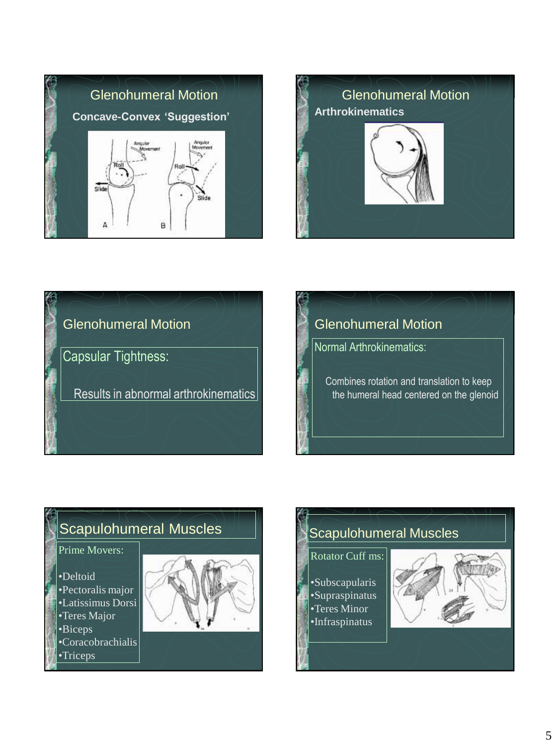## Glenohumeral Motion

**Concave-Convex 'Suggestion'**

## Glenohumeral Motion

**Arthrokinematics**

## Glenohumeral Motion

Capsular Tightness:

Results in abnormal arthrokinematics

## Glenohumeral Motion

Normal Arthrokinematics:

Combines rotation and translation to keep the humeral head centered on the glenoid

## Scapulohumeral Muscles

Prime Movers:

- Deltoid
- Pectoralis major
- Latissimus Dorsi
- Teres Major
- Biceps
- Coracobrachialis
- Triceps

## Scapulohumeral Muscles

Rotator Cuff ms:

- Subscapularis
- Supraspinatus
- Teres Minor
- Infraspinatus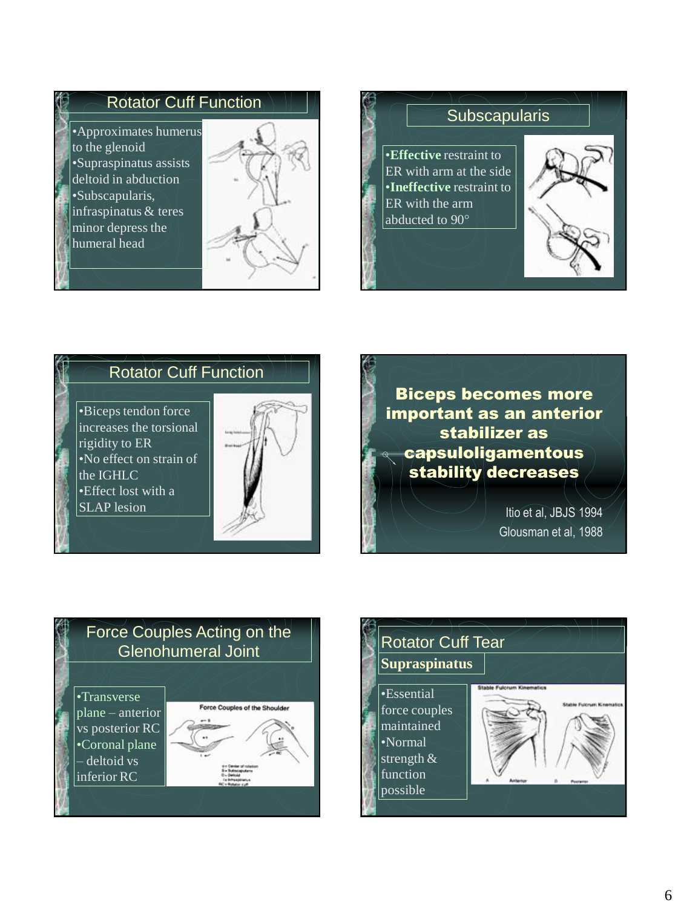## Rotator Cuff Function

- Approximates humerus to the glenoid
- Supraspinatus assists deltoid in abduction
- Subscapularis, infraspinatus & teres minor depress the humeral head

## Subscapularis

- **Effective** restraint to ER with arm at the side
- **Ineffective** restraint to ER with the arm abducted to 90°

## Rotator Cuff Function

- Biceps tendon force increases the torsional rigidity to ER
- No effect on strain of the IGHLC
- Effect lost with a SLAP lesion

## Biceps becomes more important as an anterior stabilizer as capsuloligamentous stability decreases

Itio et al, JBJS 1994

Glousman et al, 1988

## Force Couples Acting on the Glenohumeral Joint

- Transverse plane – anterior vs posterior RC
- Coronal plane – deltoid vs inferior RC

## Rotator Cuff Tear

### Supraspinatus

- Essential force couples maintained
- Normal strength & function possible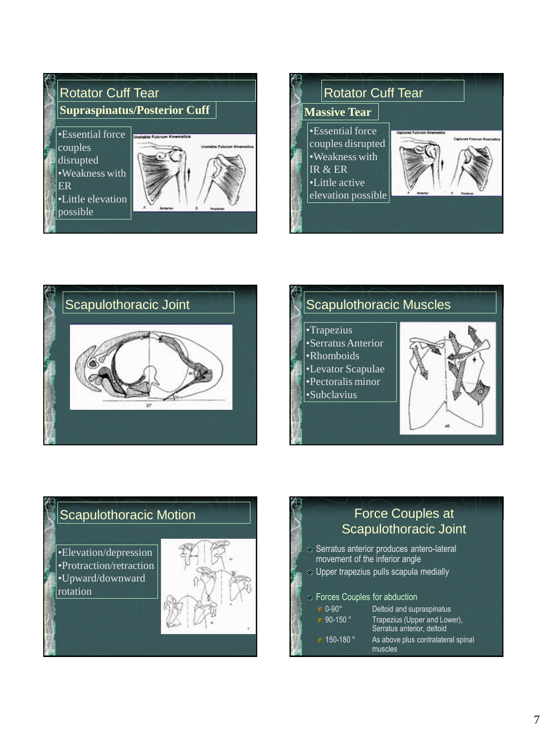## Rotator Cuff Tear

### Supraspinatus/Posterior Cuff

- Essential force couples disrupted
- Weakness with ER
- Little elevation possible

## Rotator Cuff Tear

### Massive Tear

- Essential force couples disrupted
- Weakness with IR & ER
- Little active elevation possible

## Scapulothoracic Joint

## Scapulothoracic Muscles

- Trapezius
- Serratus Anterior
- Rhomboids
- Levator Scapulae
- Pectoralis minor
- Subclavius

## Scapulothoracic Motion

- Elevation/depression
- Protraction/retraction
- Upward/downward rotation

## Force Couples at Scapulothoracic Joint

- Serratus anterior produces antero-lateral movement of the inferior angle
- Upper trapezius pulls scapula medially
- Forces Couples for abduction
  - 0-90° — Deltoid and supraspinatus
  - 90-150 ° — Trapezius (Upper and Lower), Serratus anterior, deltoid
  - 150-180 ° — As above plus contralateral spinal muscles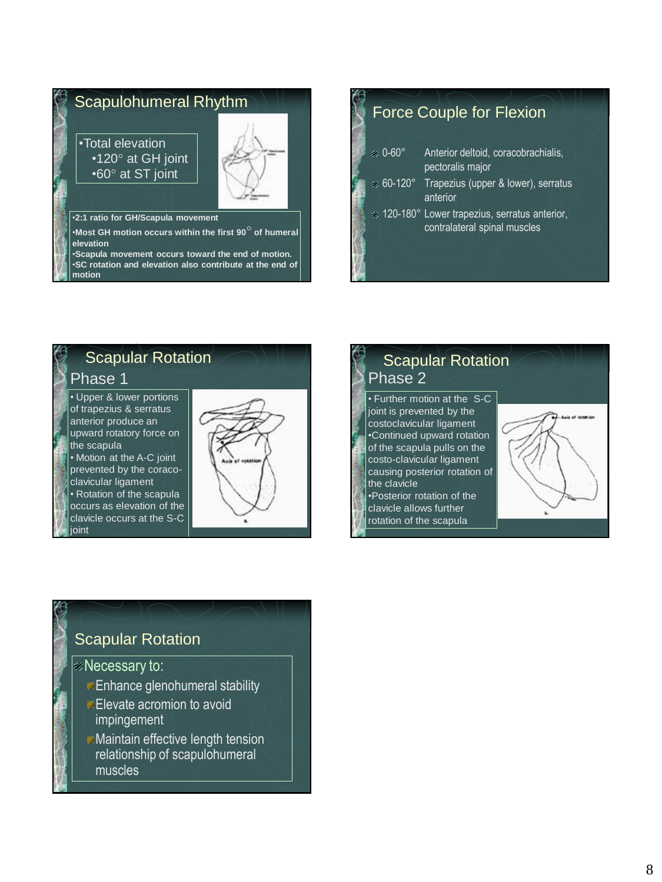## Scapulohumeral Rhythm

- Total elevation
  - 120° at GH joint
  - 60° at ST joint

- 2:1 ratio for GH/Scapula movement
- Most GH motion occurs within the first 90° of humeral elevation
- Scapula movement occurs toward the end of motion.
- SC rotation and elevation also contribute at the end of motion

## Force Couple for Flexion

- 0-60° Anterior deltoid, coracobrachialis, pectoralis major
- 60-120° Trapezius (upper & lower), serratus anterior
- 120-180° Lower trapezius, serratus anterior, contralateral spinal muscles

## Scapular Rotation

### Phase 1

- Upper & lower portions of trapezius & serratus anterior produce an upward rotatory force on the scapula
- Motion at the A-C joint prevented by the coraco-clavicular ligament
- Rotation of the scapula occurs as elevation of the clavicle occurs at the S-C joint

Axis of rotation

## Scapular Rotation

### Phase 2

- Further motion at the S-C joint is prevented by the costoclavicular ligament
- Continued upward rotation of the scapula pulls on the costo-clavicular ligament causing posterior rotation of the clavicle
- Posterior rotation of the clavicle allows further rotation of the scapula

Axis of rotation

## Scapular Rotation

- Necessary to:
  - Enhance glenohumeral stability
  - Elevate acromion to avoid impingement
  - Maintain effective length tension relationship of scapulohumeral muscles